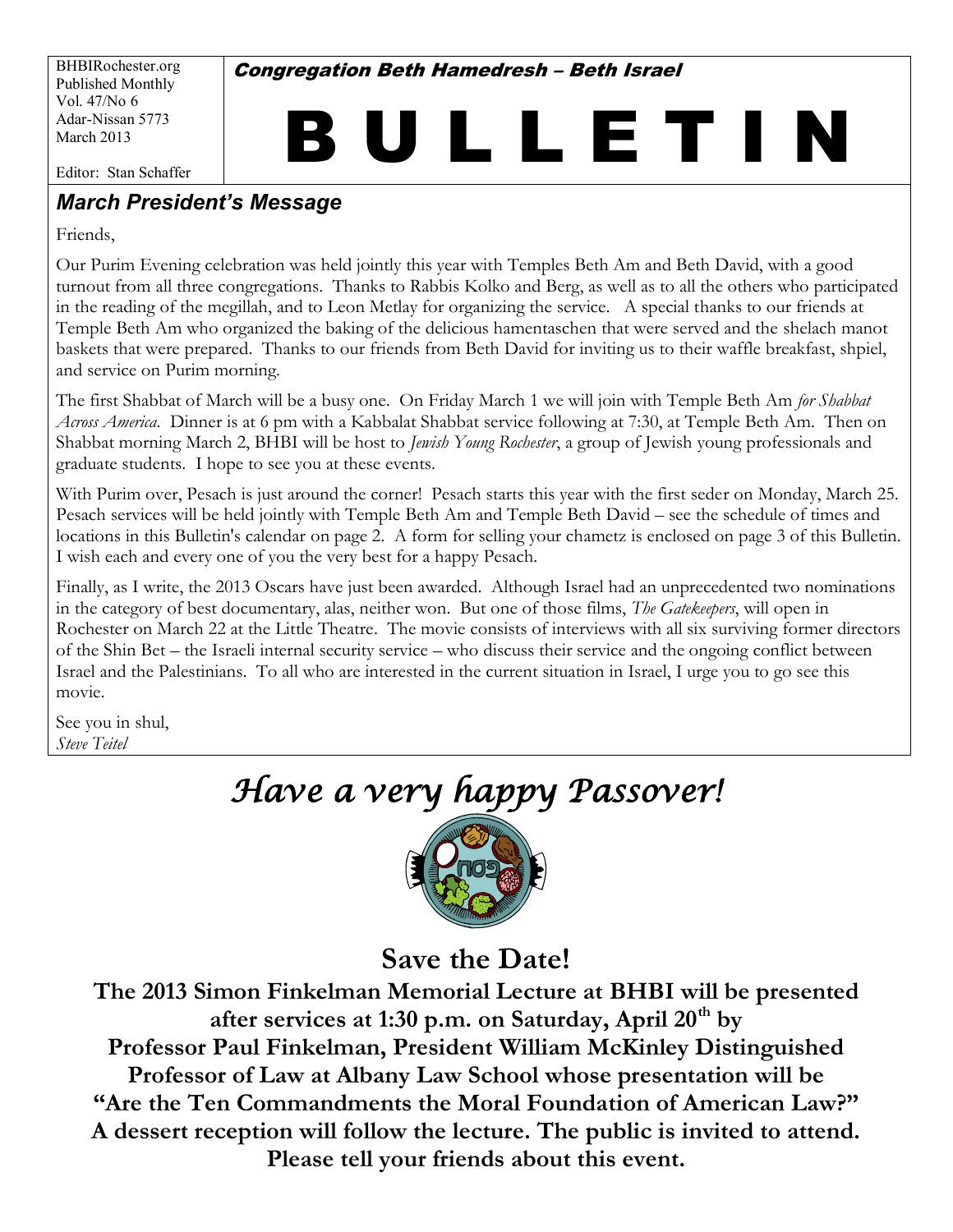BHBIRochester.org
Published Monthly
Vol. 47/No 6
Adar-Nissan 5773
March 2013

Editor: Stan Schaffer

**Congregation Beth Hamedresh – Beth Israel**

# B U L L E T I N

## March President's Message

Friends,

Our Purim Evening celebration was held jointly this year with Temples Beth Am and Beth David, with a good turnout from all three congregations. Thanks to Rabbis Kolko and Berg, as well as to all the others who participated in the reading of the megillah, and to Leon Metlay for organizing the service. A special thanks to our friends at Temple Beth Am who organized the baking of the delicious hamentaschen that were served and the shelach manot baskets that were prepared. Thanks to our friends from Beth David for inviting us to their waffle breakfast, shpiel, and service on Purim morning.

The first Shabbat of March will be a busy one. On Friday March 1 we will join with Temple Beth Am *for Shabbat Across America*. Dinner is at 6 pm with a Kabbalat Shabbat service following at 7:30, at Temple Beth Am. Then on Shabbat morning March 2, BHBI will be host to *Jewish Young Rochester*, a group of Jewish young professionals and graduate students. I hope to see you at these events.

With Purim over, Pesach is just around the corner! Pesach starts this year with the first seder on Monday, March 25. Pesach services will be held jointly with Temple Beth Am and Temple Beth David – see the schedule of times and locations in this Bulletin's calendar on page 2. A form for selling your chametz is enclosed on page 3 of this Bulletin. I wish each and every one of you the very best for a happy Pesach.

Finally, as I write, the 2013 Oscars have just been awarded. Although Israel had an unprecedented two nominations in the category of best documentary, alas, neither won. But one of those films, *The Gatekeepers*, will open in Rochester on March 22 at the Little Theatre. The movie consists of interviews with all six surviving former directors of the Shin Bet – the Israeli internal security service – who discuss their service and the ongoing conflict between Israel and the Palestinians. To all who are interested in the current situation in Israel, I urge you to go see this movie.

See you in shul,
*Steve Teitel*

# *Have a very happy Passover!*

## Save the Date!

**The 2013 Simon Finkelman Memorial Lecture at BHBI will be presented after services at 1:30 p.m. on Saturday, April 20th by Professor Paul Finkelman, President William McKinley Distinguished Professor of Law at Albany Law School whose presentation will be "Are the Ten Commandments the Moral Foundation of American Law?" A dessert reception will follow the lecture. The public is invited to attend. Please tell your friends about this event.**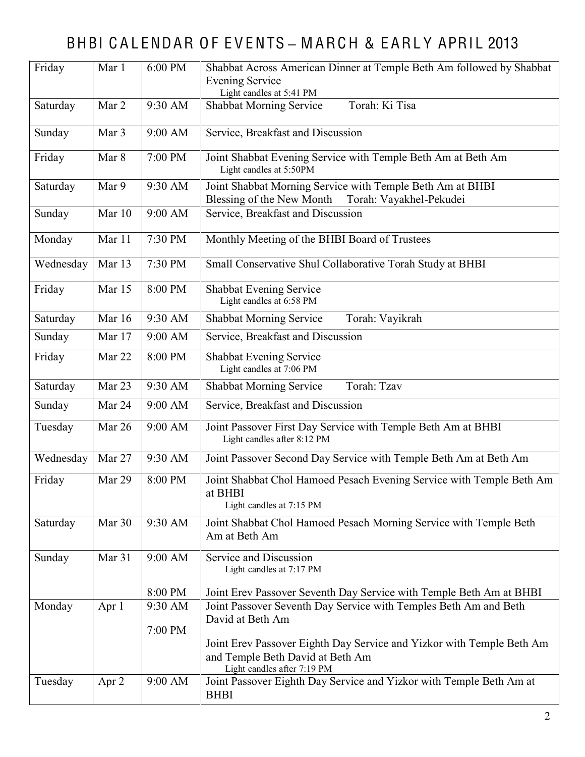# BHBI CALENDAR OF EVENTS – MARCH & EARLY APRIL 2013

| | | | |
|---|---|---|---|
| Friday | Mar 1 | 6:00 PM | Shabbat Across American Dinner at Temple Beth Am followed by Shabbat Evening Service<br>Light candles at 5:41 PM |
| Saturday | Mar 2 | 9:30 AM | Shabbat Morning Service Torah: Ki Tisa |
| Sunday | Mar 3 | 9:00 AM | Service, Breakfast and Discussion |
| Friday | Mar 8 | 7:00 PM | Joint Shabbat Evening Service with Temple Beth Am at Beth Am<br>Light candles at 5:50PM |
| Saturday | Mar 9 | 9:30 AM | Joint Shabbat Morning Service with Temple Beth Am at BHBI<br>Blessing of the New Month Torah: Vayakhel-Pekudei |
| Sunday | Mar 10 | 9:00 AM | Service, Breakfast and Discussion |
| Monday | Mar 11 | 7:30 PM | Monthly Meeting of the BHBI Board of Trustees |
| Wednesday | Mar 13 | 7:30 PM | Small Conservative Shul Collaborative Torah Study at BHBI |
| Friday | Mar 15 | 8:00 PM | Shabbat Evening Service<br>Light candles at 6:58 PM |
| Saturday | Mar 16 | 9:30 AM | Shabbat Morning Service Torah: Vayikrah |
| Sunday | Mar 17 | 9:00 AM | Service, Breakfast and Discussion |
| Friday | Mar 22 | 8:00 PM | Shabbat Evening Service<br>Light candles at 7:06 PM |
| Saturday | Mar 23 | 9:30 AM | Shabbat Morning Service Torah: Tzav |
| Sunday | Mar 24 | 9:00 AM | Service, Breakfast and Discussion |
| Tuesday | Mar 26 | 9:00 AM | Joint Passover First Day Service with Temple Beth Am at BHBI<br>Light candles after 8:12 PM |
| Wednesday | Mar 27 | 9:30 AM | Joint Passover Second Day Service with Temple Beth Am at Beth Am |
| Friday | Mar 29 | 8:00 PM | Joint Shabbat Chol Hamoed Pesach Evening Service with Temple Beth Am at BHBI<br>Light candles at 7:15 PM |
| Saturday | Mar 30 | 9:30 AM | Joint Shabbat Chol Hamoed Pesach Morning Service with Temple Beth Am at Beth Am |
| Sunday | Mar 31 | 9:00 AM<br><br>8:00 PM | Service and Discussion<br>Light candles at 7:17 PM<br><br>Joint Erev Passover Seventh Day Service with Temple Beth Am at BHBI |
| Monday | Apr 1 | 9:30 AM<br><br>7:00 PM | Joint Passover Seventh Day Service with Temples Beth Am and Beth David at Beth Am<br><br>Joint Erev Passover Eighth Day Service and Yizkor with Temple Beth Am and Temple Beth David at Beth Am<br>Light candles after 7:19 PM |
| Tuesday | Apr 2 | 9:00 AM | Joint Passover Eighth Day Service and Yizkor with Temple Beth Am at BHBI |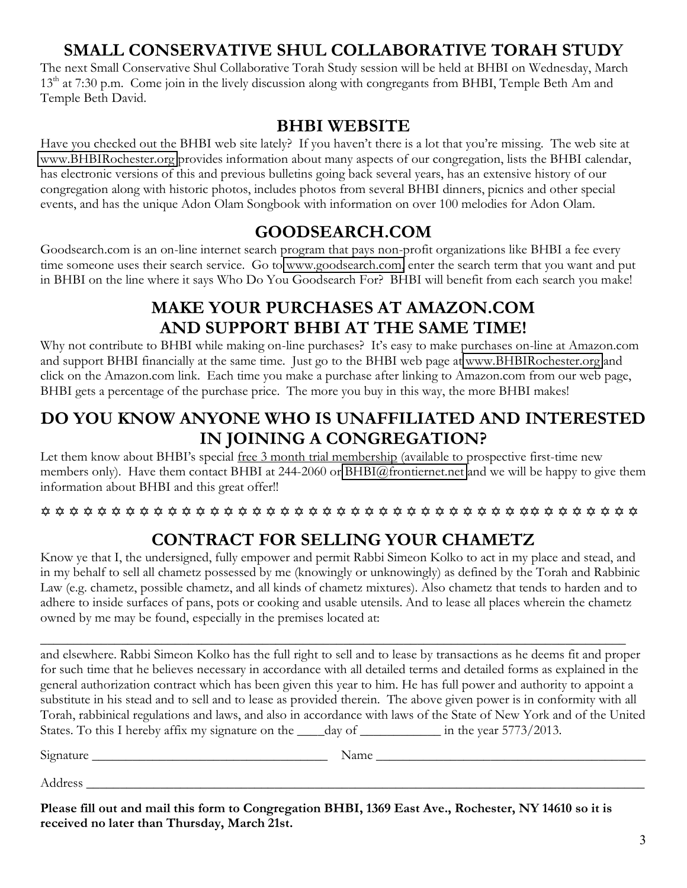## SMALL CONSERVATIVE SHUL COLLABORATIVE TORAH STUDY

The next Small Conservative Shul Collaborative Torah Study session will be held at BHBI on Wednesday, March 13th at 7:30 p.m. Come join in the lively discussion along with congregants from BHBI, Temple Beth Am and Temple Beth David.

## BHBI WEBSITE

Have you checked out the BHBI web site lately? If you haven't there is a lot that you're missing. The web site at www.BHBIRochester.org provides information about many aspects of our congregation, lists the BHBI calendar, has electronic versions of this and previous bulletins going back several years, has an extensive history of our congregation along with historic photos, includes photos from several BHBI dinners, picnics and other special events, and has the unique Adon Olam Songbook with information on over 100 melodies for Adon Olam.

## GOODSEARCH.COM

Goodsearch.com is an on-line internet search program that pays non-profit organizations like BHBI a fee every time someone uses their search service. Go to www.goodsearch.com, enter the search term that you want and put in BHBI on the line where it says Who Do You Goodsearch For? BHBI will benefit from each search you make!

## MAKE YOUR PURCHASES AT AMAZON.COM AND SUPPORT BHBI AT THE SAME TIME!

Why not contribute to BHBI while making on-line purchases? It's easy to make purchases on-line at Amazon.com and support BHBI financially at the same time. Just go to the BHBI web page at www.BHBIRochester.org and click on the Amazon.com link. Each time you make a purchase after linking to Amazon.com from our web page, BHBI gets a percentage of the purchase price. The more you buy in this way, the more BHBI makes!

## DO YOU KNOW ANYONE WHO IS UNAFFILIATED AND INTERESTED IN JOINING A CONGREGATION?

Let them know about BHBI's special free 3 month trial membership (available to prospective first-time new members only). Have them contact BHBI at 244-2060 or BHBI@frontiernet.net and we will be happy to give them information about BHBI and this great offer!!

✡ ✡ ✡ ✡ ✡ ✡ ✡ ✡ ✡ ✡ ✡ ✡ ✡ ✡ ✡ ✡ ✡ ✡ ✡ ✡ ✡ ✡ ✡ ✡ ✡ ✡ ✡ ✡ ✡ ✡ ✡ ✡ ✡ ✡ ✡ ✡ ✡ ✡ ✡ ✡ ✡ ✡ ✡ ✡ ✡ ✡ ✡

## CONTRACT FOR SELLING YOUR CHAMETZ

Know ye that I, the undersigned, fully empower and permit Rabbi Simeon Kolko to act in my place and stead, and in my behalf to sell all chametz possessed by me (knowingly or unknowingly) as defined by the Torah and Rabbinic Law (e.g. chametz, possible chametz, and all kinds of chametz mixtures). Also chametz that tends to harden and to adhere to inside surfaces of pans, pots or cooking and usable utensils. And to lease all places wherein the chametz owned by me may be found, especially in the premises located at:

\_\_\_\_\_\_\_\_\_\_\_\_\_\_\_\_\_\_\_\_\_\_\_\_\_\_\_\_\_\_\_\_\_\_\_\_\_\_\_\_\_\_\_\_\_\_\_\_\_\_\_\_\_\_\_\_\_\_\_\_\_\_\_\_\_\_\_\_\_\_\_\_\_\_\_\_\_\_

and elsewhere. Rabbi Simeon Kolko has the full right to sell and to lease by transactions as he deems fit and proper for such time that he believes necessary in accordance with all detailed terms and detailed forms as explained in the general authorization contract which has been given this year to him. He has full power and authority to appoint a substitute in his stead and to sell and to lease as provided therein. The above given power is in conformity with all Torah, rabbinical regulations and laws, and also in accordance with laws of the State of New York and of the United States. To this I hereby affix my signature on the \_\_\_\_day of \_\_\_\_\_\_\_\_\_\_\_\_ in the year 5773/2013.

Signature \_\_\_\_\_\_\_\_\_\_\_\_\_\_\_\_\_\_\_\_\_\_\_\_\_\_\_\_\_\_\_\_\_\_\_\_ Name \_\_\_\_\_\_\_\_\_\_\_\_\_\_\_\_\_\_\_\_\_\_\_\_\_\_\_\_\_\_\_\_\_\_\_\_\_\_\_\_

Address \_\_\_\_\_\_\_\_\_\_\_\_\_\_\_\_\_\_\_\_\_\_\_\_\_\_\_\_\_\_\_\_\_\_\_\_\_\_\_\_\_\_\_\_\_\_\_\_\_\_\_\_\_\_\_\_\_\_\_\_\_\_\_\_\_\_\_\_\_\_\_\_\_\_\_\_\_\_\_\_

**Please fill out and mail this form to Congregation BHBI, 1369 East Ave., Rochester, NY 14610 so it is received no later than Thursday, March 21st.**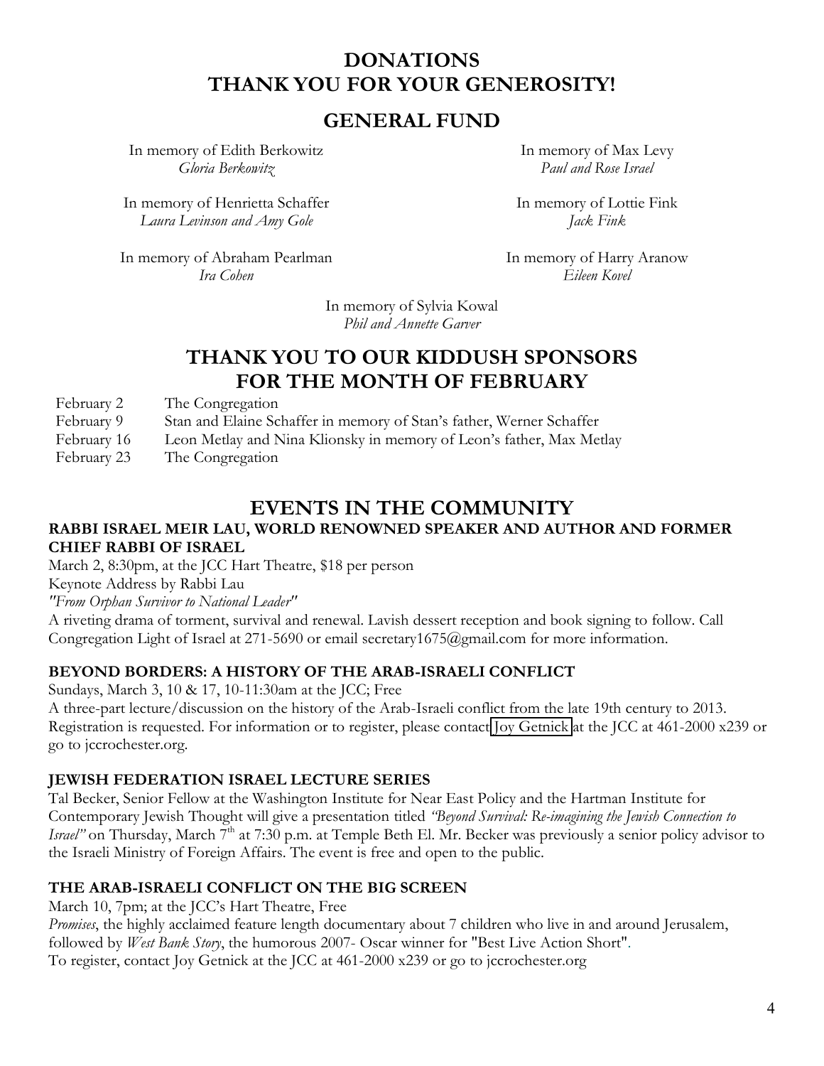# DONATIONS
# THANK YOU FOR YOUR GENEROSITY!

## GENERAL FUND

In memory of Edith Berkowitz
*Gloria Berkowitz*

In memory of Henrietta Schaffer
*Laura Levinson and Amy Gole*

In memory of Abraham Pearlman
*Ira Cohen*

In memory of Max Levy
*Paul and Rose Israel*

In memory of Lottie Fink
*Jack Fink*

In memory of Harry Aranow
*Eileen Kovel*

In memory of Sylvia Kowal
*Phil and Annette Garver*

## THANK YOU TO OUR KIDDUSH SPONSORS FOR THE MONTH OF FEBRUARY

| | |
|---|---|
| February 2 | The Congregation |
| February 9 | Stan and Elaine Schaffer in memory of Stan's father, Werner Schaffer |
| February 16 | Leon Metlay and Nina Klionsky in memory of Leon's father, Max Metlay |
| February 23 | The Congregation |

## EVENTS IN THE COMMUNITY

### RABBI ISRAEL MEIR LAU, WORLD RENOWNED SPEAKER AND AUTHOR AND FORMER CHIEF RABBI OF ISRAEL

March 2, 8:30pm, at the JCC Hart Theatre, $18 per person
Keynote Address by Rabbi Lau
*"From Orphan Survivor to National Leader"*
A riveting drama of torment, survival and renewal. Lavish dessert reception and book signing to follow. Call Congregation Light of Israel at 271-5690 or email secretary1675@gmail.com for more information.

### BEYOND BORDERS: A HISTORY OF THE ARAB-ISRAELI CONFLICT

Sundays, March 3, 10 & 17, 10-11:30am at the JCC; Free
A three-part lecture/discussion on the history of the Arab-Israeli conflict from the late 19th century to 2013. Registration is requested. For information or to register, please contact Joy Getnick at the JCC at 461-2000 x239 or go to jccrochester.org.

### JEWISH FEDERATION ISRAEL LECTURE SERIES

Tal Becker, Senior Fellow at the Washington Institute for Near East Policy and the Hartman Institute for Contemporary Jewish Thought will give a presentation titled *"Beyond Survival: Re-imagining the Jewish Connection to Israel"* on Thursday, March 7th at 7:30 p.m. at Temple Beth El. Mr. Becker was previously a senior policy advisor to the Israeli Ministry of Foreign Affairs. The event is free and open to the public.

### THE ARAB-ISRAELI CONFLICT ON THE BIG SCREEN

March 10, 7pm; at the JCC's Hart Theatre, Free
*Promises*, the highly acclaimed feature length documentary about 7 children who live in and around Jerusalem, followed by *West Bank Story*, the humorous 2007- Oscar winner for "Best Live Action Short".
To register, contact Joy Getnick at the JCC at 461-2000 x239 or go to jccrochester.org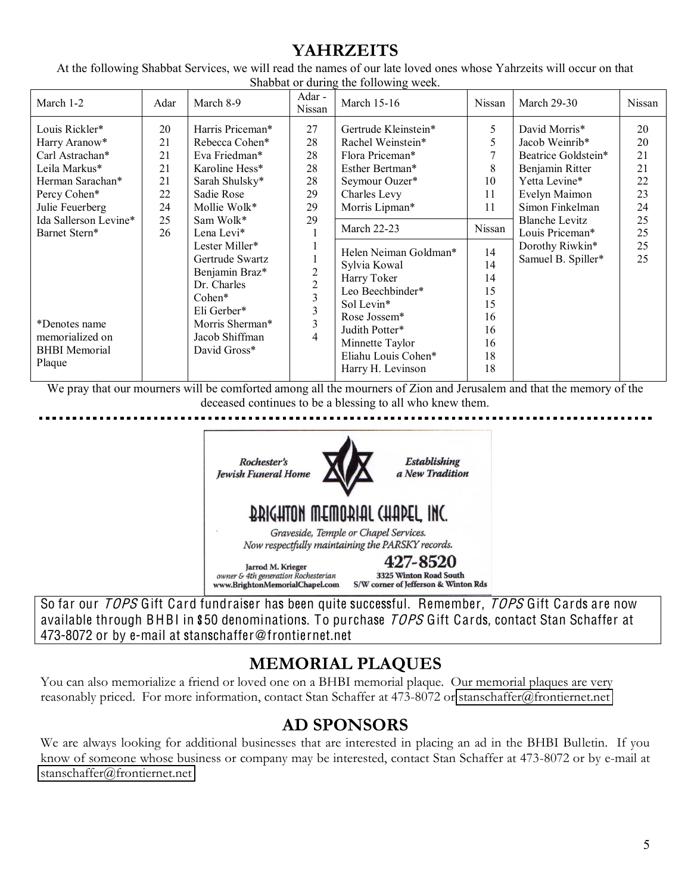# YAHRZEITS

At the following Shabbat Services, we will read the names of our late loved ones whose Yahrzeits will occur on that Shabbat or during the following week.

| March 1-2 | Adar | March 8-9 | Adar - Nissan | March 15-16 | Nissan | March 29-30 | Nissan |
|---|---|---|---|---|---|---|---|
| Louis Rickler* | 20 | Harris Priceman* | 27 | Gertrude Kleinstein* | 5 | David Morris* | 20 |
| Harry Aranow* | 21 | Rebecca Cohen* | 28 | Rachel Weinstein* | 5 | Jacob Weinrib* | 20 |
| Carl Astrachan* | 21 | Eva Friedman* | 28 | Flora Priceman* | 7 | Beatrice Goldstein* | 21 |
| Leila Markus* | 21 | Karoline Hess* | 28 | Esther Bertman* | 8 | Benjamin Ritter | 21 |
| Herman Sarachan* | 21 | Sarah Shulsky* | 28 | Seymour Ouzer* | 10 | Yetta Levine* | 22 |
| Percy Cohen* | 22 | Sadie Rose | 29 | Charles Levy | 11 | Evelyn Maimon | 23 |
| Julie Feuerberg | 24 | Mollie Wolk* | 29 | Morris Lipman* | 11 | Simon Finkelman | 24 |
| Ida Sallerson Levine* | 25 | Sam Wolk* | 29 | **March 22-23** | **Nissan** | Blanche Levitz | 25 |
| Barnet Stern* | 26 | Lena Levi* | 1 | Helen Neiman Goldman* | 14 | Louis Priceman* | 25 |
| | | Lester Miller* | 1 | Sylvia Kowal | 14 | Dorothy Riwkin* | 25 |
| | | Gertrude Swartz | 1 | Harry Toker | 14 | Samuel B. Spiller* | 25 |
| | | Benjamin Braz* | 2 | Leo Beechbinder* | 15 | | |
| | | Dr. Charles Cohen* | 2 | Sol Levin* | 15 | | |
| | | Eli Gerber* | 3 | Rose Jossem* | 16 | | |
| *Denotes name memorialized on BHBI Memorial Plaque | | Morris Sherman* | 3 | Judith Potter* | 16 | | |
| | | Jacob Shiffman | 3 | Minnette Taylor | 16 | | |
| | | David Gross* | 4 | Eliahu Louis Cohen* | 18 | | |
| | | | | Harry H. Levinson | 18 | | |

We pray that our mourners will be comforted among all the mourners of Zion and Jerusalem and that the memory of the deceased continues to be a blessing to all who knew them.

---

Rochester's Jewish Funeral Home — Establishing a New Tradition

**BRIGHTON MEMORIAL CHAPEL, INC.**

Graveside, Temple or Chapel Services.
Now respectfully maintaining the PARSKY records.

Jarrod M. Krieger
owner & 4th generation Rochesterian
www.BrightonMemorialChapel.com

**427-8520**
3325 Winton Road South
S/W corner of Jefferson & Winton Rds

---

So far our *TOPS* Gift Card fundraiser has been quite successful. Remember, *TOPS* Gift Cards are now available through BHBI in $50 denominations. To purchase *TOPS* Gift Cards, contact Stan Schaffer at 473-8072 or by e-mail at stanschaffer@frontiernet.net

# MEMORIAL PLAQUES

You can also memorialize a friend or loved one on a BHBI memorial plaque. Our memorial plaques are very reasonably priced. For more information, contact Stan Schaffer at 473-8072 or stanschaffer@frontiernet.net

# AD SPONSORS

We are always looking for additional businesses that are interested in placing an ad in the BHBI Bulletin. If you know of someone whose business or company may be interested, contact Stan Schaffer at 473-8072 or by e-mail at stanschaffer@frontiernet.net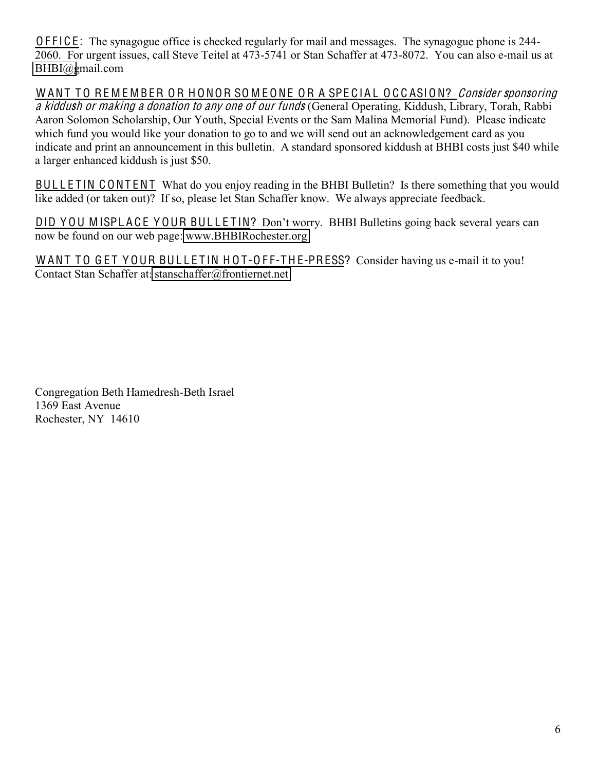OFFICE: The synagogue office is checked regularly for mail and messages. The synagogue phone is 244-2060. For urgent issues, call Steve Teitel at 473-5741 or Stan Schaffer at 473-8072. You can also e-mail us at BHBI@gmail.com

WANT TO REMEMBER OR HONOR SOMEONE OR A SPECIAL OCCASION? *Consider sponsoring a kiddush or making a donation to any one of our funds* (General Operating, Kiddush, Library, Torah, Rabbi Aaron Solomon Scholarship, Our Youth, Special Events or the Sam Malina Memorial Fund). Please indicate which fund you would like your donation to go to and we will send out an acknowledgement card as you indicate and print an announcement in this bulletin. A standard sponsored kiddush at BHBI costs just $40 while a larger enhanced kiddush is just $50.

BULLETIN CONTENT What do you enjoy reading in the BHBI Bulletin? Is there something that you would like added (or taken out)? If so, please let Stan Schaffer know. We always appreciate feedback.

DID YOU MISPLACE YOUR BULLETIN? Don't worry. BHBI Bulletins going back several years can now be found on our web page: www.BHBIRochester.org

WANT TO GET YOUR BULLETIN HOT-OFF-THE-PRESS? Consider having us e-mail it to you! Contact Stan Schaffer at: stanschaffer@frontiernet.net

Congregation Beth Hamedresh-Beth Israel
1369 East Avenue
Rochester, NY 14610